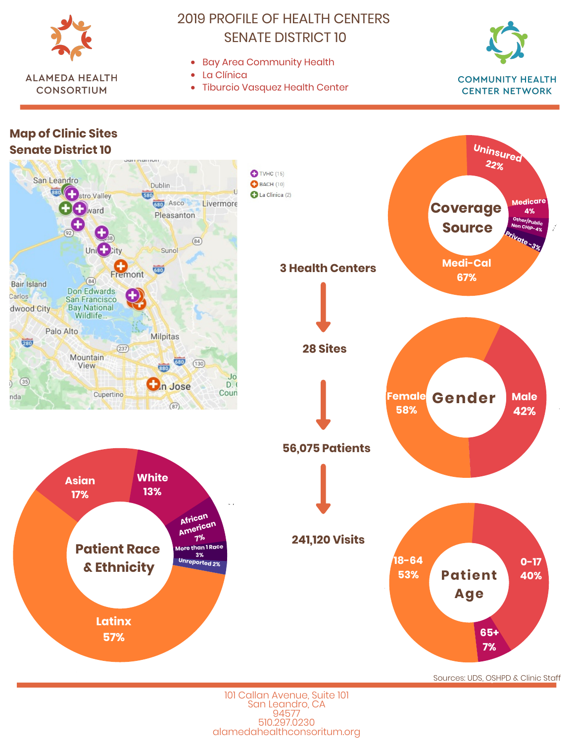ALAMEDA HEALTH CONSORTIUM

# 2019 PROFILE OF HEALTH CENTERS SENATE DISTRICT 10

- Bay Area Community Health
- La Clínica
- Tiburcio Vasquez Health Center

COMMUNITY HEALTH CENTER NETWORK

## Map of Clinic Sites Senate District 10

- TVHC (15)
- BACH (10)
- La Clinica (2)

**3 Health Centers** → **28 Sites** → **56,075 Patients** → **241,120 Visits**

### Coverage Source

| Coverage Source | Percent |
|---|---|
| Medi-Cal | 67% |
| Uninsured | 22% |
| Medicare | 4% |
| Other/Public Non CHIP | 4% |
| Private | 3% |

### Gender

| Gender | Percent |
|---|---|
| Female | 58% |
| Male | 42% |

### Patient Age

| Age | Percent |
|---|---|
| 0-17 | 40% |
| 18-64 | 53% |
| 65+ | 7% |

### Patient Race & Ethnicity

| Race & Ethnicity | Percent |
|---|---|
| Latinx | 57% |
| Asian | 17% |
| White | 13% |
| African American | 7% |
| More than 1 Race | 3% |
| Unreported | 2% |

Sources: UDS, OSHPD & Clinic Staff

101 Callan Avenue, Suite 101
San Leandro, CA
94577
510.297.0230
alamedahealthconsoritum.org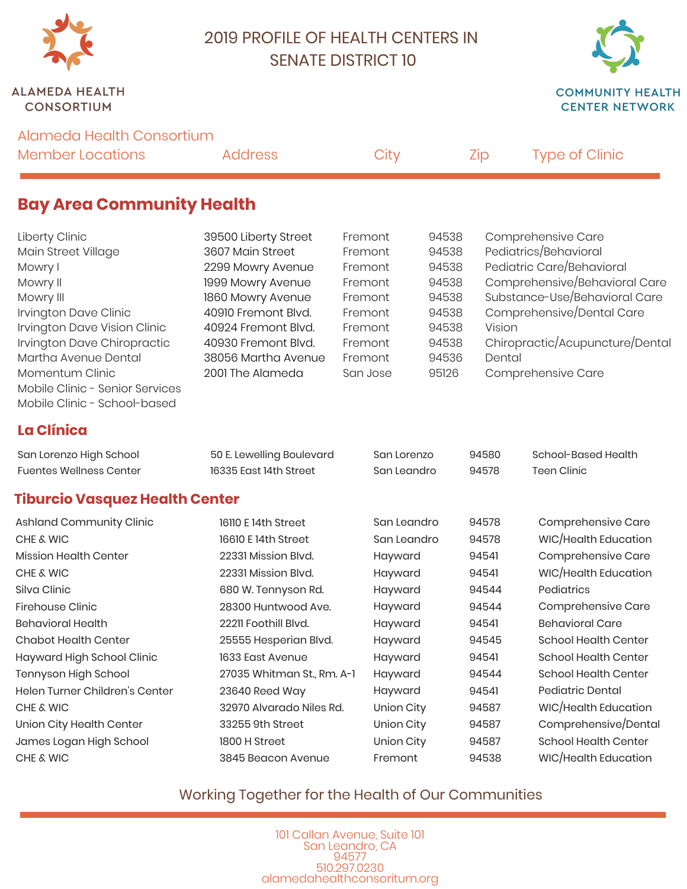# 2019 PROFILE OF HEALTH CENTERS IN SENATE DISTRICT 10

ALAMEDA HEALTH CONSORTIUM

COMMUNITY HEALTH CENTER NETWORK

| Alameda Health Consortium Member Locations | Address | City | Zip | Type of Clinic |
|---|---|---|---|---|
| **Bay Area Community Health** | | | | |
| Liberty Clinic | 39500 Liberty Street | Fremont | 94538 | Comprehensive Care |
| Main Street Village | 3607 Main Street | Fremont | 94538 | Pediatrics/Behavioral |
| Mowry I | 2299 Mowry Avenue | Fremont | 94538 | Pediatric Care/Behavioral |
| Mowry II | 1999 Mowry Avenue | Fremont | 94538 | Comprehensive/Behavioral Care |
| Mowry III | 1860 Mowry Avenue | Fremont | 94538 | Substance-Use/Behavioral Care |
| Irvington Dave Clinic | 40910 Fremont Blvd. | Fremont | 94538 | Comprehensive/Dental Care |
| Irvington Dave Vision Clinic | 40924 Fremont Blvd. | Fremont | 94538 | Vision |
| Irvington Dave Chiropractic | 40930 Fremont Blvd. | Fremont | 94538 | Chiropractic/Acupuncture/Dental |
| Martha Avenue Dental | 38056 Martha Avenue | Fremont | 94536 | Dental |
| Momentum Clinic | 2001 The Alameda | San Jose | 95126 | Comprehensive Care |
| Mobile Clinic - Senior Services | | | | |
| Mobile Clinic - School-based | | | | |
| **La Clínica** | | | | |
| San Lorenzo High School | 50 E. Lewelling Boulevard | San Lorenzo | 94580 | School-Based Health |
| Fuentes Wellness Center | 16335 East 14th Street | San Leandro | 94578 | Teen Clinic |
| **Tiburcio Vasquez Health Center** | | | | |
| Ashland Community Clinic | 16110 E 14th Street | San Leandro | 94578 | Comprehensive Care |
| CHE & WIC | 16610 E 14th Street | San Leandro | 94578 | WIC/Health Education |
| Mission Health Center | 22331 Mission Blvd. | Hayward | 94541 | Comprehensive Care |
| CHE & WIC | 22331 Mission Blvd. | Hayward | 94541 | WIC/Health Education |
| Silva Clinic | 680 W. Tennyson Rd. | Hayward | 94544 | Pediatrics |
| Firehouse Clinic | 28300 Huntwood Ave. | Hayward | 94544 | Comprehensive Care |
| Behavioral Health | 22211 Foothill Blvd. | Hayward | 94541 | Behavioral Care |
| Chabot Health Center | 25555 Hesperian Blvd. | Hayward | 94545 | School Health Center |
| Hayward High School Clinic | 1633 East Avenue | Hayward | 94541 | School Health Center |
| Tennyson High School | 27035 Whitman St., Rm. A-1 | Hayward | 94544 | School Health Center |
| Helen Turner Children's Center | 23640 Reed Way | Hayward | 94541 | Pediatric Dental |
| CHE & WIC | 32970 Alvarado Niles Rd. | Union City | 94587 | WIC/Health Education |
| Union City Health Center | 33255 9th Street | Union City | 94587 | Comprehensive/Dental |
| James Logan High School | 1800 H Street | Union City | 94587 | School Health Center |
| CHE & WIC | 3845 Beacon Avenue | Fremont | 94538 | WIC/Health Education |

Working Together for the Health of Our Communities

101 Callan Avenue, Suite 101
San Leandro, CA
94577
510.297.0230
alamedahealthconsoritum.org